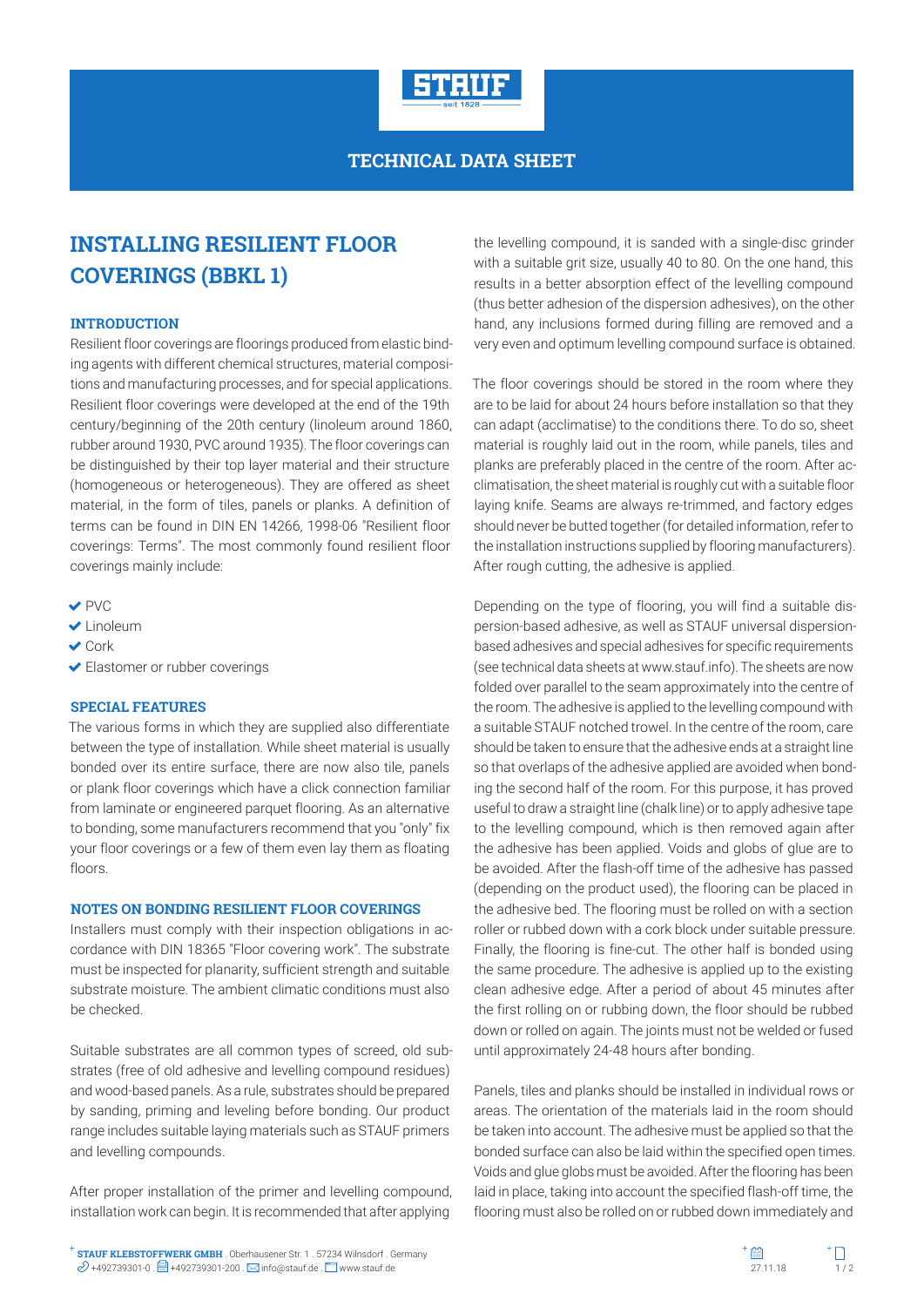TECHNICAL DATA SHEET

# INSTALLING RESILIENT FLOOR COVERINGS (BBKL 1)

## INTRODUCTION

Resilient floor coverings are floorings produced from elastic binding agents with different chemical structures, material compositions and manufacturing processes, and for special applications. Resilient floor coverings were developed at the end of the 19th century/beginning of the 20th century (linoleum around 1860, rubber around 1930, PVC around 1935). The floor coverings can be distinguished by their top layer material and their structure (homogeneous or heterogeneous). They are offered as sheet material, in the form of tiles, panels or planks. A definition of terms can be found in DIN EN 14266, 1998-06 "Resilient floor coverings: Terms". The most commonly found resilient floor coverings mainly include:

- PVC
- Linoleum
- Cork
- Elastomer or rubber coverings

## SPECIAL FEATURES

The various forms in which they are supplied also differentiate between the type of installation. While sheet material is usually bonded over its entire surface, there are now also tile, panels or plank floor coverings which have a click connection familiar from laminate or engineered parquet flooring. As an alternative to bonding, some manufacturers recommend that you "only" fix your floor coverings or a few of them even lay them as floating floors.

## NOTES ON BONDING RESILIENT FLOOR COVERINGS

Installers must comply with their inspection obligations in accordance with DIN 18365 "Floor covering work". The substrate must be inspected for planarity, sufficient strength and suitable substrate moisture. The ambient climatic conditions must also be checked.

Suitable substrates are all common types of screed, old substrates (free of old adhesive and levelling compound residues) and wood-based panels. As a rule, substrates should be prepared by sanding, priming and leveling before bonding. Our product range includes suitable laying materials such as STAUF primers and levelling compounds.

After proper installation of the primer and levelling compound, installation work can begin. It is recommended that after applying the levelling compound, it is sanded with a single-disc grinder with a suitable grit size, usually 40 to 80. On the one hand, this results in a better absorption effect of the levelling compound (thus better adhesion of the dispersion adhesives), on the other hand, any inclusions formed during filling are removed and a very even and optimum levelling compound surface is obtained.

The floor coverings should be stored in the room where they are to be laid for about 24 hours before installation so that they can adapt (acclimatise) to the conditions there. To do so, sheet material is roughly laid out in the room, while panels, tiles and planks are preferably placed in the centre of the room. After acclimatisation, the sheet material is roughly cut with a suitable floor laying knife. Seams are always re-trimmed, and factory edges should never be butted together (for detailed information, refer to the installation instructions supplied by flooring manufacturers). After rough cutting, the adhesive is applied.

Depending on the type of flooring, you will find a suitable dispersion-based adhesive, as well as STAUF universal dispersion-based adhesives and special adhesives for specific requirements (see technical data sheets at www.stauf.info). The sheets are now folded over parallel to the seam approximately into the centre of the room. The adhesive is applied to the levelling compound with a suitable STAUF notched trowel. In the centre of the room, care should be taken to ensure that the adhesive ends at a straight line so that overlaps of the adhesive applied are avoided when bonding the second half of the room. For this purpose, it has proved useful to draw a straight line (chalk line) or to apply adhesive tape to the levelling compound, which is then removed again after the adhesive has been applied. Voids and globs of glue are to be avoided. After the flash-off time of the adhesive has passed (depending on the product used), the flooring can be placed in the adhesive bed. The flooring must be rolled on with a section roller or rubbed down with a cork block under suitable pressure. Finally, the flooring is fine-cut. The other half is bonded using the same procedure. The adhesive is applied up to the existing clean adhesive edge. After a period of about 45 minutes after the first rolling on or rubbing down, the floor should be rubbed down or rolled on again. The joints must not be welded or fused until approximately 24-48 hours after bonding.

Panels, tiles and planks should be installed in individual rows or areas. The orientation of the materials laid in the room should be taken into account. The adhesive must be applied so that the bonded surface can also be laid within the specified open times. Voids and glue globs must be avoided. After the flooring has been laid in place, taking into account the specified flash-off time, the flooring must also be rolled on or rubbed down immediately and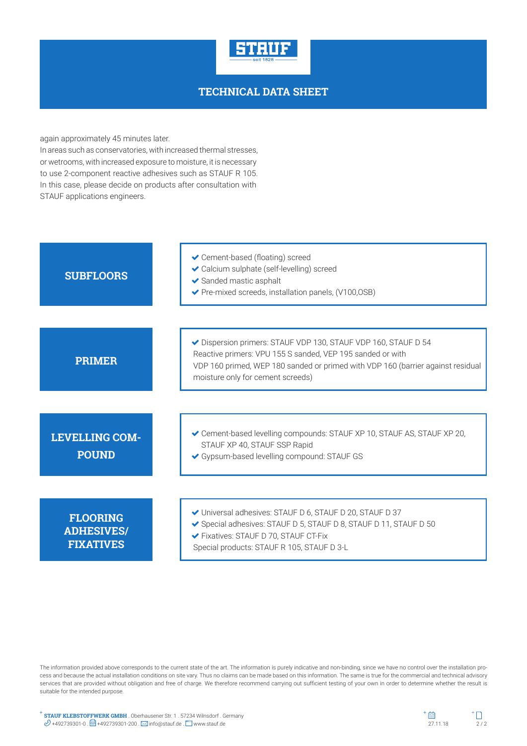# TECHNICAL DATA SHEET

again approximately 45 minutes later.
In areas such as conservatories, with increased thermal stresses, or wetrooms, with increased exposure to moisture, it is necessary to use 2-component reactive adhesives such as STAUF R 105. In this case, please decide on products after consultation with STAUF applications engineers.

## SUBFLOORS

- Cement-based (floating) screed
- Calcium sulphate (self-levelling) screed
- Sanded mastic asphalt
- Pre-mixed screeds, installation panels, (V100,OSB)

## PRIMER

- Dispersion primers: STAUF VDP 130, STAUF VDP 160, STAUF D 54

Reactive primers: VPU 155 S sanded, VEP 195 sanded or with VDP 160 primed, WEP 180 sanded or primed with VDP 160 (barrier against residual moisture only for cement screeds)

## LEVELLING COMPOUND

- Cement-based levelling compounds: STAUF XP 10, STAUF AS, STAUF XP 20, STAUF XP 40, STAUF SSP Rapid
- Gypsum-based levelling compound: STAUF GS

## FLOORING ADHESIVES/ FIXATIVES

- Universal adhesives: STAUF D 6, STAUF D 20, STAUF D 37
- Special adhesives: STAUF D 5, STAUF D 8, STAUF D 11, STAUF D 50
- Fixatives: STAUF D 70, STAUF CT-Fix

Special products: STAUF R 105, STAUF D 3-L

The information provided above corresponds to the current state of the art. The information is purely indicative and non-binding, since we have no control over the installation process and because the actual installation conditions on site vary. Thus no claims can be made based on this information. The same is true for the commercial and technical advisory services that are provided without obligation and free of charge. We therefore recommend carrying out sufficient testing of your own in order to determine whether the result is suitable for the intended purpose.

**STAUF KLEBSTOFFWERK GMBH** . Oberhausener Str. 1 . 57234 Wilnsdorf . Germany
+492739301-0 . +492739301-200 . info@stauf.de . www.stauf.de

27.11.18